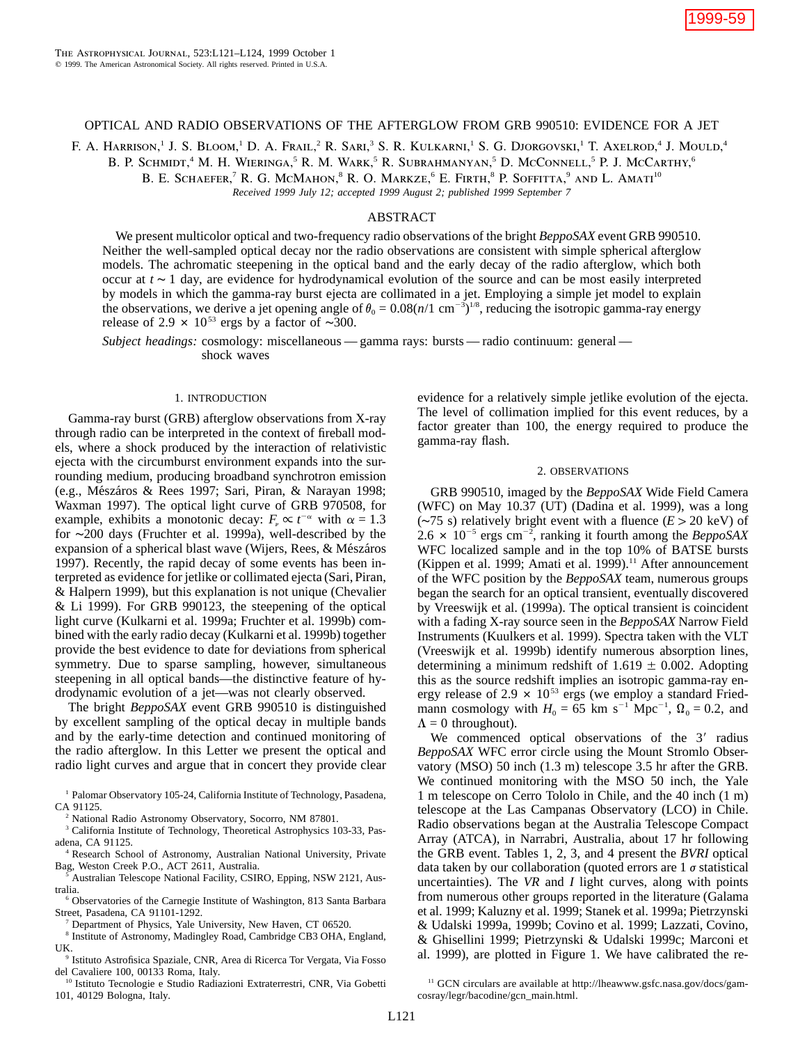# OPTICAL AND RADIO OBSERVATIONS OF THE AFTERGLOW FROM GRB 990510: EVIDENCE FOR A JET

F. A. Harrison,[1] J. S. Bloom,[1] D. A. Frail,[2] R. Sari,[3] S. R. Kulkarni,[1] S. G. Djorgovski,[1] T. Axelrod,[4] J. Mould,[4] B. P. Schmidt,[4] M. H. Wieringa,[5] R. M. Wark,[5] R. Subrahmanyan,[5] D. McConnell,[5] P. J. McCarthy,[6] B. E. Schaefer,[7] R. G. McMahon,[8] R. O. Markze,[6] E. Firth,[8] P. Soffitta,[9] and L. Amati[10]

*Received 1999 July 12; accepted 1999 August 2; published 1999 September 7*

## ABSTRACT

We present multicolor optical and two-frequency radio observations of the bright *BeppoSAX* event GRB 990510. Neither the well-sampled optical decay nor the radio observations are consistent with simple spherical afterglow models. The achromatic steepening in the optical band and the early decay of the radio afterglow, which both occur at $t \sim 1$ day, are evidence for hydrodynamical evolution of the source and can be most easily interpreted by models in which the gamma-ray burst ejecta are collimated in a jet. Employing a simple jet model to explain the observations, we derive a jet opening angle of $\theta_0 = 0.08(n/1\ \mathrm{cm}^{-3})^{1/8}$, reducing the isotropic gamma-ray energy release of $2.9 \times 10^{53}$ ergs by a factor of $\sim$300.

*Subject headings:* cosmology: miscellaneous — gamma rays: bursts — radio continuum: general — shock waves

## 1. INTRODUCTION

Gamma-ray burst (GRB) afterglow observations from X-ray through radio can be interpreted in the context of fireball models, where a shock produced by the interaction of relativistic ejecta with the circumburst environment expands into the surrounding medium, producing broadband synchrotron emission (e.g., Mészáros & Rees 1997; Sari, Piran, & Narayan 1998; Waxman 1997). The optical light curve of GRB 970508, for example, exhibits a monotonic decay: $F_\nu \propto t^{-\alpha}$ with $\alpha = 1.3$ for $\sim$200 days (Fruchter et al. 1999a), well-described by the expansion of a spherical blast wave (Wijers, Rees, & Mészáros 1997). Recently, the rapid decay of some events has been interpreted as evidence for jetlike or collimated ejecta (Sari, Piran, & Halpern 1999), but this explanation is not unique (Chevalier & Li 1999). For GRB 990123, the steepening of the optical light curve (Kulkarni et al. 1999a; Fruchter et al. 1999b) combined with the early radio decay (Kulkarni et al. 1999b) together provide the best evidence to date for deviations from spherical symmetry. Due to sparse sampling, however, simultaneous steepening in all optical bands—the distinctive feature of hydrodynamic evolution of a jet—was not clearly observed.

The bright *BeppoSAX* event GRB 990510 is distinguished by excellent sampling of the optical decay in multiple bands and by the early-time detection and continued monitoring of the radio afterglow. In this Letter we present the optical and radio light curves and argue that in concert they provide clear evidence for a relatively simple jetlike evolution of the ejecta. The level of collimation implied for this event reduces, by a factor greater than 100, the energy required to produce the gamma-ray flash.

## 2. OBSERVATIONS

GRB 990510, imaged by the *BeppoSAX* Wide Field Camera (WFC) on May 10.37 (UT) (Dadina et al. 1999), was a long ($\sim$75 s) relatively bright event with a fluence ($E > 20$ keV) of $2.6 \times 10^{-5}$ ergs cm$^{-2}$, ranking it fourth among the *BeppoSAX* WFC localized sample and in the top 10% of BATSE bursts (Kippen et al. 1999; Amati et al. 1999).[11] After announcement of the WFC position by the *BeppoSAX* team, numerous groups began the search for an optical transient, eventually discovered by Vreeswijk et al. (1999a). The optical transient is coincident with a fading X-ray source seen in the *BeppoSAX* Narrow Field Instruments (Kuulkers et al. 1999). Spectra taken with the VLT (Vreeswijk et al. 1999b) identify numerous absorption lines, determining a minimum redshift of $1.619 \pm 0.002$. Adopting this as the source redshift implies an isotropic gamma-ray energy release of $2.9 \times 10^{53}$ ergs (we employ a standard Friedmann cosmology with $H_0 = 65$ km s$^{-1}$ Mpc$^{-1}$, $\Omega_0 = 0.2$, and $\Lambda = 0$ throughout).

We commenced optical observations of the 3′ radius *BeppoSAX* WFC error circle using the Mount Stromlo Observatory (MSO) 50 inch (1.3 m) telescope 3.5 hr after the GRB. We continued monitoring with the MSO 50 inch, the Yale 1 m telescope on Cerro Tololo in Chile, and the 40 inch (1 m) telescope at the Las Campanas Observatory (LCO) in Chile. Radio observations began at the Australia Telescope Compact Array (ATCA), in Narrabri, Australia, about 17 hr following the GRB event. Tables 1, 2, 3, and 4 present the *BVRI* optical data taken by our collaboration (quoted errors are 1 $\sigma$ statistical uncertainties). The *VR* and *I* light curves, along with points from numerous other groups reported in the literature (Galama et al. 1999; Kaluzny et al. 1999; Stanek et al. 1999a; Pietrzynski & Udalski 1999a, 1999b; Covino et al. 1999; Lazzati, Covino, & Ghisellini 1999; Pietrzynski & Udalski 1999c; Marconi et al. 1999), are plotted in Figure 1. We have calibrated the re-

---

[1] Palomar Observatory 105-24, California Institute of Technology, Pasadena, CA 91125.

[2] National Radio Astronomy Observatory, Socorro, NM 87801.

[3] California Institute of Technology, Theoretical Astrophysics 103-33, Pasadena, CA 91125.

[4] Research School of Astronomy, Australian National University, Private Bag, Weston Creek P.O., ACT 2611, Australia.

[5] Australian Telescope National Facility, CSIRO, Epping, NSW 2121, Australia.

[6] Observatories of the Carnegie Institute of Washington, 813 Santa Barbara Street, Pasadena, CA 91101-1292.

[7] Department of Physics, Yale University, New Haven, CT 06520.

[8] Institute of Astronomy, Madingley Road, Cambridge CB3 OHA, England, UK.

[9] Istituto Astrofisica Spaziale, CNR, Area di Ricerca Tor Vergata, Via Fosso del Cavaliere 100, 00133 Roma, Italy.

[10] Istituto Tecnologie e Studio Radiazioni Extraterrestri, CNR, Via Gobetti 101, 40129 Bologna, Italy.

[11] GCN circulars are available at http://lheawww.gsfc.nasa.gov/docs/gamcosray/legr/bacodine/gcn_main.html.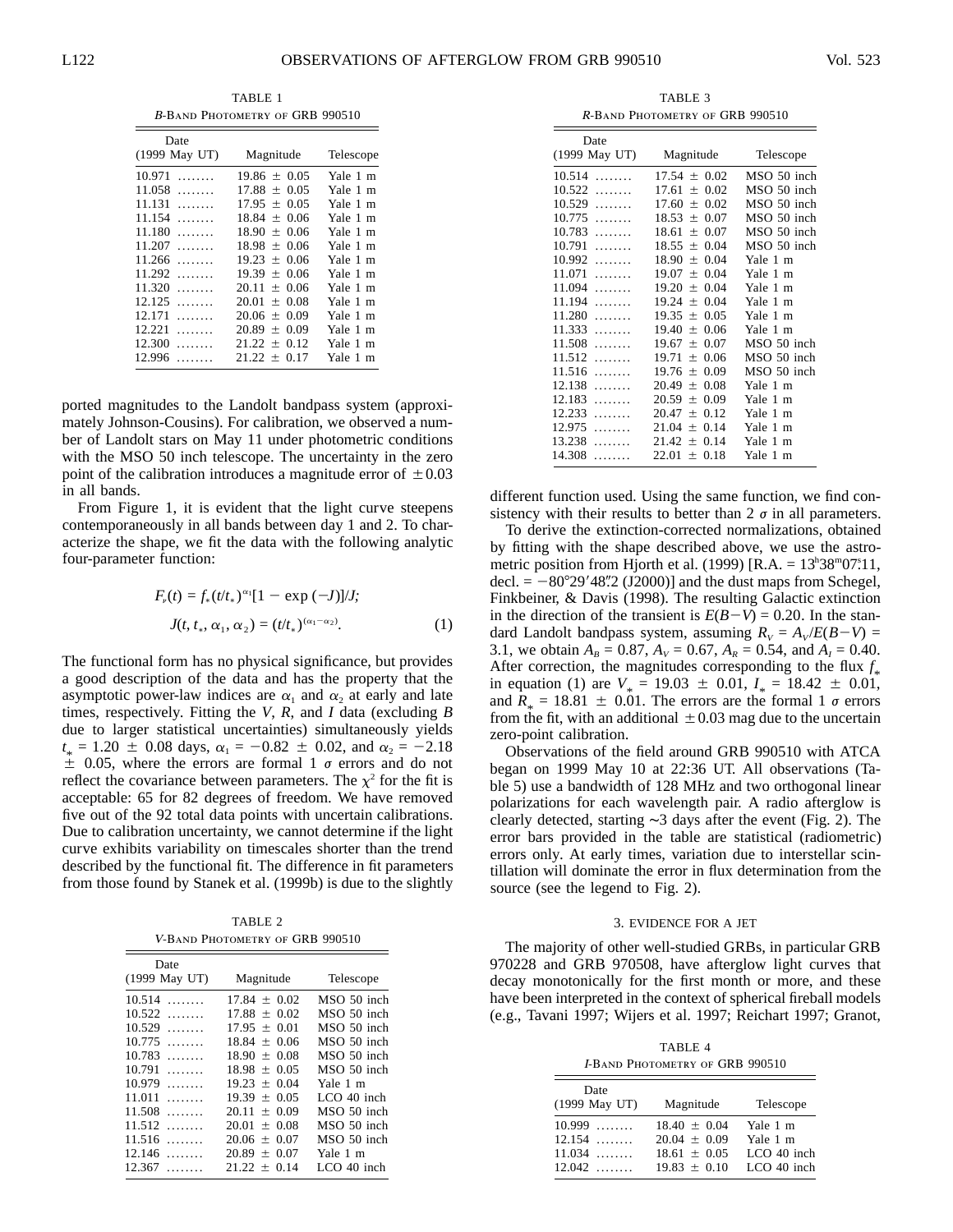TABLE 1
*B*-Band Photometry of GRB 990510

| Date (1999 May UT) | Magnitude | Telescope |
|---|---|---|
| 10.971 …….. | 19.86 ± 0.05 | Yale 1 m |
| 11.058 …….. | 17.88 ± 0.05 | Yale 1 m |
| 11.131 …….. | 17.95 ± 0.05 | Yale 1 m |
| 11.154 …….. | 18.84 ± 0.06 | Yale 1 m |
| 11.180 …….. | 18.90 ± 0.06 | Yale 1 m |
| 11.207 …….. | 18.98 ± 0.06 | Yale 1 m |
| 11.266 …….. | 19.23 ± 0.06 | Yale 1 m |
| 11.292 …….. | 19.39 ± 0.06 | Yale 1 m |
| 11.320 …….. | 20.11 ± 0.06 | Yale 1 m |
| 12.125 …….. | 20.01 ± 0.08 | Yale 1 m |
| 12.171 …….. | 20.06 ± 0.09 | Yale 1 m |
| 12.221 …….. | 20.89 ± 0.09 | Yale 1 m |
| 12.300 …….. | 21.22 ± 0.12 | Yale 1 m |
| 12.996 …….. | 21.22 ± 0.17 | Yale 1 m |

ported magnitudes to the Landolt bandpass system (approximately Johnson-Cousins). For calibration, we observed a number of Landolt stars on May 11 under photometric conditions with the MSO 50 inch telescope. The uncertainty in the zero point of the calibration introduces a magnitude error of ±0.03 in all bands.

From Figure 1, it is evident that the light curve steepens contemporaneously in all bands between day 1 and 2. To characterize the shape, we fit the data with the following analytic four-parameter function:

$$F_\nu(t) = f_*(t/t_*)^{\alpha_1}[1 - \exp(-J)]/J;$$
$$J(t, t_*, \alpha_1, \alpha_2) = (t/t_*)^{(\alpha_1 - \alpha_2)}. \qquad (1)$$

The functional form has no physical significance, but provides a good description of the data and has the property that the asymptotic power-law indices are $\alpha_1$ and $\alpha_2$ at early and late times, respectively. Fitting the *V*, *R*, and *I* data (excluding *B* due to larger statistical uncertainties) simultaneously yields $t_* = 1.20 \pm 0.08$ days, $\alpha_1 = -0.82 \pm 0.02$, and $\alpha_2 = -2.18 \pm 0.05$, where the errors are formal 1 $\sigma$ errors and do not reflect the covariance between parameters. The $\chi^2$ for the fit is acceptable: 65 for 82 degrees of freedom. We have removed five out of the 92 total data points with uncertain calibrations. Due to calibration uncertainty, we cannot determine if the light curve exhibits variability on timescales shorter than the trend described by the functional fit. The difference in fit parameters from those found by Stanek et al. (1999b) is due to the slightly different function used. Using the same function, we find consistency with their results to better than 2 $\sigma$ in all parameters.

TABLE 2
*V*-Band Photometry of GRB 990510

| Date (1999 May UT) | Magnitude | Telescope |
|---|---|---|
| 10.514 …….. | 17.84 ± 0.02 | MSO 50 inch |
| 10.522 …….. | 17.88 ± 0.02 | MSO 50 inch |
| 10.529 …….. | 17.95 ± 0.01 | MSO 50 inch |
| 10.775 …….. | 18.84 ± 0.06 | MSO 50 inch |
| 10.783 …….. | 18.90 ± 0.08 | MSO 50 inch |
| 10.791 …….. | 18.98 ± 0.05 | MSO 50 inch |
| 10.979 …….. | 19.23 ± 0.04 | Yale 1 m |
| 11.011 …….. | 19.39 ± 0.05 | LCO 40 inch |
| 11.508 …….. | 20.11 ± 0.09 | MSO 50 inch |
| 11.512 …….. | 20.01 ± 0.08 | MSO 50 inch |
| 11.516 …….. | 20.06 ± 0.07 | MSO 50 inch |
| 12.146 …….. | 20.89 ± 0.07 | Yale 1 m |
| 12.367 …….. | 21.22 ± 0.14 | LCO 40 inch |

TABLE 3
*R*-Band Photometry of GRB 990510

| Date (1999 May UT) | Magnitude | Telescope |
|---|---|---|
| 10.514 …….. | 17.54 ± 0.02 | MSO 50 inch |
| 10.522 …….. | 17.61 ± 0.02 | MSO 50 inch |
| 10.529 …….. | 17.60 ± 0.02 | MSO 50 inch |
| 10.775 …….. | 18.53 ± 0.07 | MSO 50 inch |
| 10.783 …….. | 18.61 ± 0.07 | MSO 50 inch |
| 10.791 …….. | 18.55 ± 0.04 | MSO 50 inch |
| 10.992 …….. | 18.90 ± 0.04 | Yale 1 m |
| 11.071 …….. | 19.07 ± 0.04 | Yale 1 m |
| 11.094 …….. | 19.20 ± 0.04 | Yale 1 m |
| 11.194 …….. | 19.24 ± 0.04 | Yale 1 m |
| 11.280 …….. | 19.35 ± 0.05 | Yale 1 m |
| 11.333 …….. | 19.40 ± 0.06 | Yale 1 m |
| 11.508 …….. | 19.67 ± 0.07 | MSO 50 inch |
| 11.512 …….. | 19.71 ± 0.06 | MSO 50 inch |
| 11.516 …….. | 19.76 ± 0.09 | MSO 50 inch |
| 12.138 …….. | 20.49 ± 0.08 | Yale 1 m |
| 12.183 …….. | 20.59 ± 0.09 | Yale 1 m |
| 12.233 …….. | 20.47 ± 0.12 | Yale 1 m |
| 12.975 …….. | 21.04 ± 0.14 | Yale 1 m |
| 13.238 …….. | 21.42 ± 0.14 | Yale 1 m |
| 14.308 …….. | 22.01 ± 0.18 | Yale 1 m |

To derive the extinction-corrected normalizations, obtained by fitting with the shape described above, we use the astrometric position from Hjorth et al. (1999) [R.A. = 13ʰ38ᵐ07ˢ.11, decl. = −80°29′48″.2 (J2000)] and the dust maps from Schegel, Finkbeiner, & Davis (1998). The resulting Galactic extinction in the direction of the transient is $E(B-V) = 0.20$. In the standard Landolt bandpass system, assuming $R_V = A_V/E(B-V) = 3.1$, we obtain $A_B = 0.87$, $A_V = 0.67$, $A_R = 0.54$, and $A_I = 0.40$. After correction, the magnitudes corresponding to the flux $f_*$ in equation (1) are $V_* = 19.03 \pm 0.01$, $I_* = 18.42 \pm 0.01$, and $R_* = 18.81 \pm 0.01$. The errors are the formal 1 $\sigma$ errors from the fit, with an additional ±0.03 mag due to the uncertain zero-point calibration.

Observations of the field around GRB 990510 with ATCA began on 1999 May 10 at 22:36 UT. All observations (Table 5) use a bandwidth of 128 MHz and two orthogonal linear polarizations for each wavelength pair. A radio afterglow is clearly detected, starting ∼3 days after the event (Fig. 2). The error bars provided in the table are statistical (radiometric) errors only. At early times, variation due to interstellar scintillation will dominate the error in flux determination from the source (see the legend to Fig. 2).

## 3. EVIDENCE FOR A JET

The majority of other well-studied GRBs, in particular GRB 970228 and GRB 970508, have afterglow light curves that decay monotonically for the first month or more, and these have been interpreted in the context of spherical fireball models (e.g., Tavani 1997; Wijers et al. 1997; Reichart 1997; Granot,

TABLE 4
*I*-Band Photometry of GRB 990510

| Date (1999 May UT) | Magnitude | Telescope |
|---|---|---|
| 10.999 …….. | 18.40 ± 0.04 | Yale 1 m |
| 12.154 …….. | 20.04 ± 0.09 | Yale 1 m |
| 11.034 …….. | 18.61 ± 0.05 | LCO 40 inch |
| 12.042 …….. | 19.83 ± 0.10 | LCO 40 inch |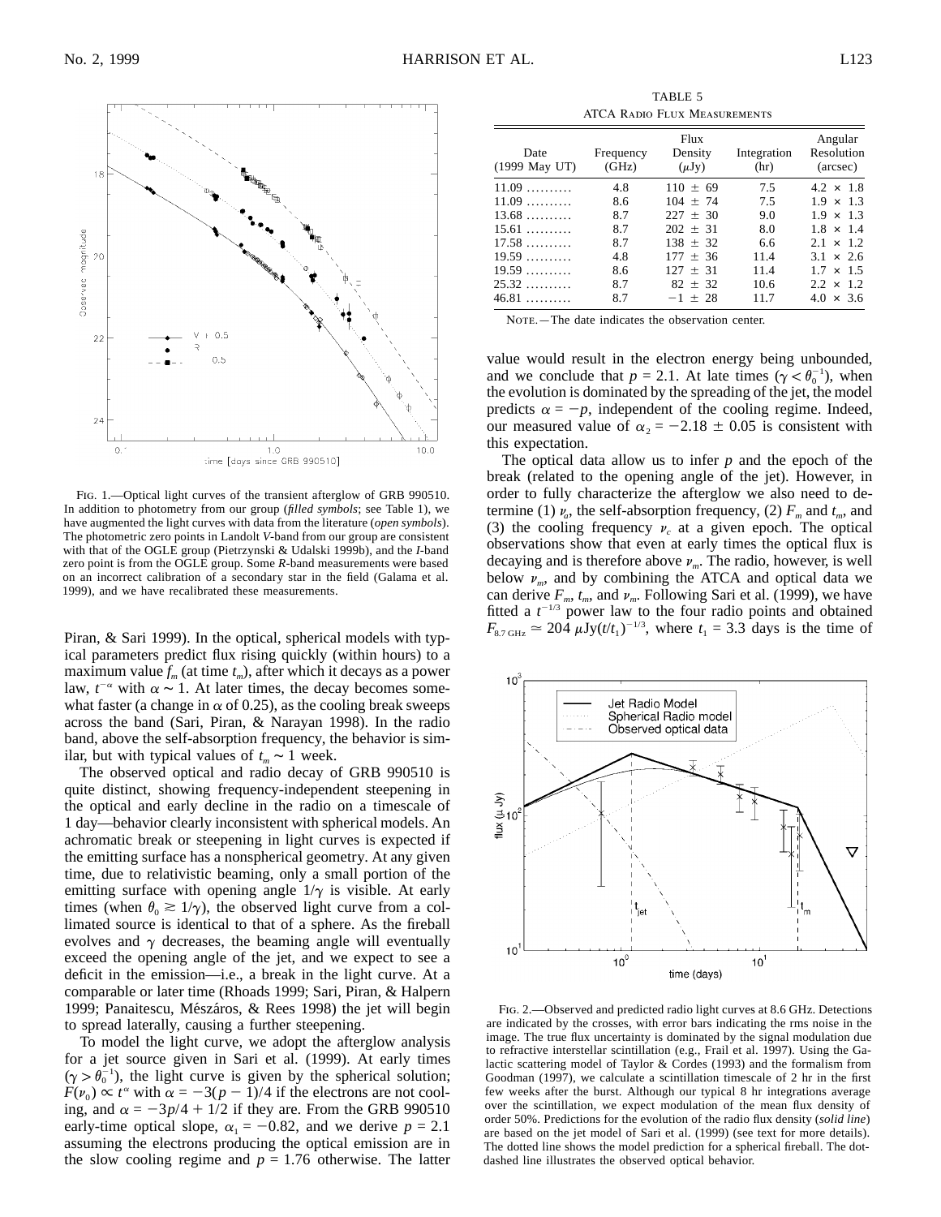FIG. 1.—Optical light curves of the transient afterglow of GRB 990510. In addition to photometry from our group (*filled symbols*; see Table 1), we have augmented the light curves with data from the literature (*open symbols*). The photometric zero points in Landolt *V*-band from our group are consistent with that of the OGLE group (Pietrzynski & Udalski 1999b), and the *I*-band zero point is from the OGLE group. Some *R*-band measurements were based on an incorrect calibration of a secondary star in the field (Galama et al. 1999), and we have recalibrated these measurements.

Piran, & Sari 1999). In the optical, spherical models with typical parameters predict flux rising quickly (within hours) to a maximum value $f_m$ (at time $t_m$), after which it decays as a power law, $t^{-\alpha}$ with $\alpha \sim 1$. At later times, the decay becomes somewhat faster (a change in $\alpha$ of 0.25), as the cooling break sweeps across the band (Sari, Piran, & Narayan 1998). In the radio band, above the self-absorption frequency, the behavior is similar, but with typical values of $t_m \sim 1$ week.

The observed optical and radio decay of GRB 990510 is quite distinct, showing frequency-independent steepening in the optical and early decline in the radio on a timescale of 1 day—behavior clearly inconsistent with spherical models. An achromatic break or steepening in light curves is expected if the emitting surface has a nonspherical geometry. At any given time, due to relativistic beaming, only a small portion of the emitting surface with opening angle $1/\gamma$ is visible. At early times (when $\theta_0 \gtrsim 1/\gamma$), the observed light curve from a collimated source is identical to that of a sphere. As the fireball evolves and $\gamma$ decreases, the beaming angle will eventually exceed the opening angle of the jet, and we expect to see a deficit in the emission—i.e., a break in the light curve. At a comparable or later time (Rhoads 1999; Sari, Piran, & Halpern 1999; Panaitescu, Mészáros, & Rees 1998) the jet will begin to spread laterally, causing a further steepening.

To model the light curve, we adopt the afterglow analysis for a jet source given in Sari et al. (1999). At early times ($\gamma > \theta_0^{-1}$), the light curve is given by the spherical solution; $F(\nu_0) \propto t^{\alpha}$ with $\alpha = -3(p-1)/4$ if the electrons are not cooling, and $\alpha = -3p/4 + 1/2$ if they are. From the GRB 990510 early-time optical slope, $\alpha_1 = -0.82$, and we derive $p = 2.1$ assuming the electrons producing the optical emission are in the slow cooling regime and $p = 1.76$ otherwise. The latter value would result in the electron energy being unbounded, and we conclude that $p = 2.1$. At late times ($\gamma < \theta_0^{-1}$), when the evolution is dominated by the spreading of the jet, the model predicts $\alpha = -p$, independent of the cooling regime. Indeed, our measured value of $\alpha_2 = -2.18 \pm 0.05$ is consistent with this expectation.

The optical data allow us to infer $p$ and the epoch of the break (related to the opening angle of the jet). However, in order to fully characterize the afterglow we also need to determine (1) $\nu_a$, the self-absorption frequency, (2) $F_m$ and $t_m$, and (3) the cooling frequency $\nu_c$ at a given epoch. The optical observations show that even at early times the optical flux is decaying and is therefore above $\nu_m$. The radio, however, is well below $\nu_m$, and by combining the ATCA and optical data we can derive $F_m$, $t_m$, and $\nu_m$. Following Sari et al. (1999), we have fitted a $t^{-1/3}$ power law to the four radio points and obtained $F_{8.7\ \mathrm{GHz}} \simeq 204\ \mu\mathrm{Jy}(t/t_1)^{-1/3}$, where $t_1 = 3.3$ days is the time of

TABLE 5
ATCA RADIO FLUX MEASUREMENTS

| Date (1999 May UT) | Frequency (GHz) | Flux Density ($\mu$Jy) | Integration (hr) | Angular Resolution (arcsec) |
|---|---|---|---|---|
| 11.09 .......... | 4.8 | 110 ± 69 | 7.5 | 4.2 × 1.8 |
| 11.09 .......... | 8.6 | 104 ± 74 | 7.5 | 1.9 × 1.3 |
| 13.68 .......... | 8.7 | 227 ± 30 | 9.0 | 1.9 × 1.3 |
| 15.61 .......... | 8.7 | 202 ± 31 | 8.0 | 1.8 × 1.4 |
| 17.58 .......... | 8.7 | 138 ± 32 | 6.6 | 2.1 × 1.2 |
| 19.59 .......... | 4.8 | 177 ± 36 | 11.4 | 3.1 × 2.6 |
| 19.59 .......... | 8.6 | 127 ± 31 | 11.4 | 1.7 × 1.5 |
| 25.32 .......... | 8.7 | 82 ± 32 | 10.6 | 2.2 × 1.2 |
| 46.81 .......... | 8.7 | −1 ± 28 | 11.7 | 4.0 × 3.6 |

NOTE.—The date indicates the observation center.

FIG. 2.—Observed and predicted radio light curves at 8.6 GHz. Detections are indicated by the crosses, with error bars indicating the rms noise in the image. The true flux uncertainty is dominated by the signal modulation due to refractive interstellar scintillation (e.g., Frail et al. 1997). Using the Galactic scattering model of Taylor & Cordes (1993) and the formalism from Goodman (1997), we calculate a scintillation timescale of 2 hr in the first few weeks after the burst. Although our typical 8 hr integrations average over the scintillation, we expect modulation of the mean flux density of order 50%. Predictions for the evolution of the radio flux density (*solid line*) are based on the jet model of Sari et al. (1999) (see text for more details). The dotted line shows the model prediction for a spherical fireball. The dot-dashed line illustrates the observed optical behavior.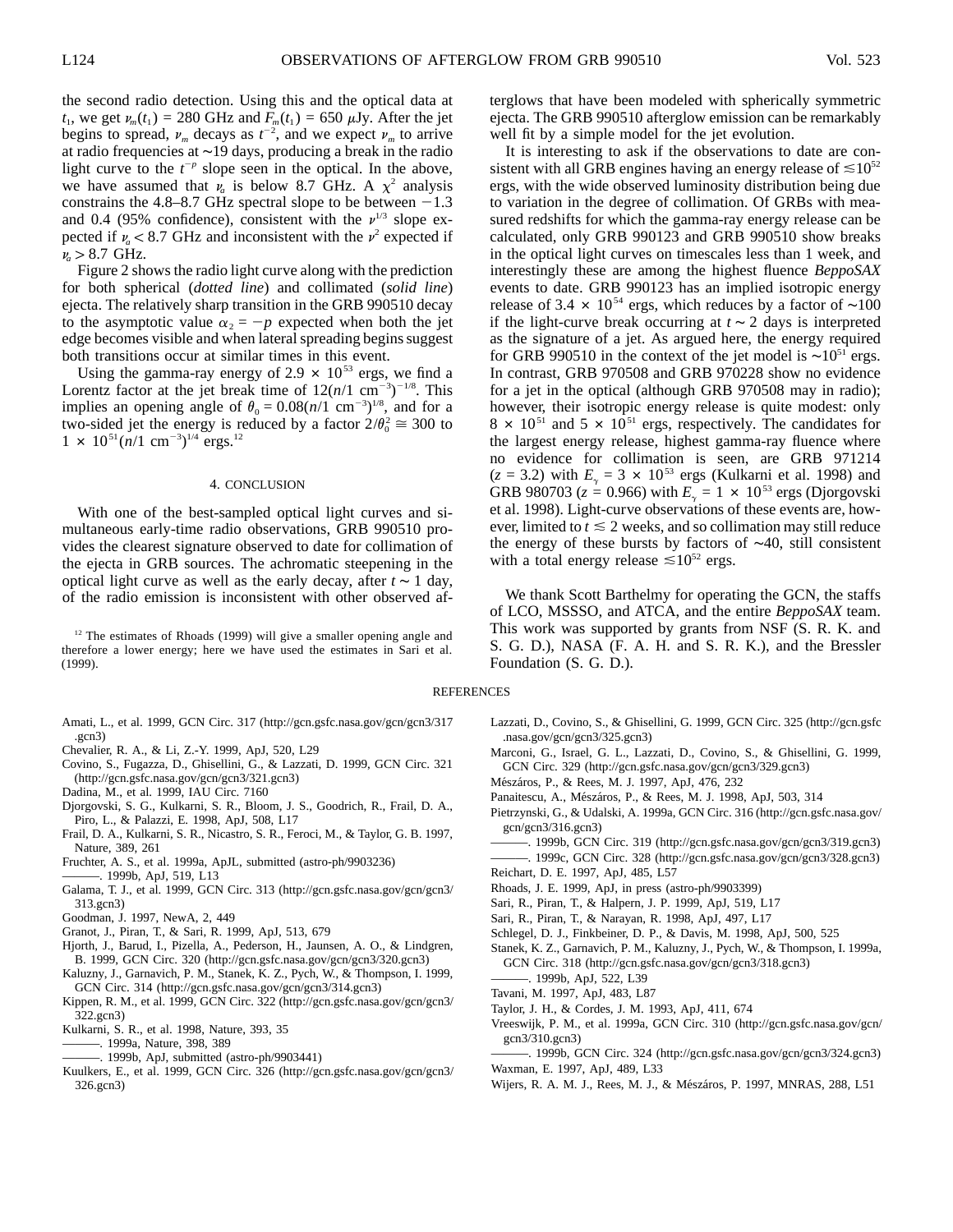the second radio detection. Using this and the optical data at $t_1$, we get $\nu_m(t_1) = 280$ GHz and $F_m(t_1) = 650$ $\mu$Jy. After the jet begins to spread, $\nu_m$ decays as $t^{-2}$, and we expect $\nu_m$ to arrive at radio frequencies at ∼19 days, producing a break in the radio light curve to the $t^{-p}$ slope seen in the optical. In the above, we have assumed that $\nu_a$ is below 8.7 GHz. A $\chi^2$ analysis constrains the 4.8–8.7 GHz spectral slope to be between $-1.3$ and 0.4 (95% confidence), consistent with the $\nu^{1/3}$ slope expected if $\nu_a < 8.7$ GHz and inconsistent with the $\nu^2$ expected if $\nu_a > 8.7$ GHz.

Figure 2 shows the radio light curve along with the prediction for both spherical (*dotted line*) and collimated (*solid line*) ejecta. The relatively sharp transition in the GRB 990510 decay to the asymptotic value $\alpha_2 = -p$ expected when both the jet edge becomes visible and when lateral spreading begins suggest both transitions occur at similar times in this event.

Using the gamma-ray energy of $2.9 \times 10^{53}$ ergs, we find a Lorentz factor at the jet break time of $12(n/1 \text{ cm}^{-3})^{-1/8}$. This implies an opening angle of $\theta_0 = 0.08(n/1 \text{ cm}^{-3})^{1/8}$, and for a two-sided jet the energy is reduced by a factor $2/\theta_0^2 \cong 300$ to $1 \times 10^{51}(n/1 \text{ cm}^{-3})^{1/4}$ ergs.[12]

## 4. CONCLUSION

With one of the best-sampled optical light curves and simultaneous early-time radio observations, GRB 990510 provides the clearest signature observed to date for collimation of the ejecta in GRB sources. The achromatic steepening in the optical light curve as well as the early decay, after $t \sim 1$ day, of the radio emission is inconsistent with other observed afterglows that have been modeled with spherically symmetric ejecta. The GRB 990510 afterglow emission can be remarkably well fit by a simple model for the jet evolution.

It is interesting to ask if the observations to date are consistent with all GRB engines having an energy release of $\lesssim 10^{52}$ ergs, with the wide observed luminosity distribution being due to variation in the degree of collimation. Of GRBs with measured redshifts for which the gamma-ray energy release can be calculated, only GRB 990123 and GRB 990510 show breaks in the optical light curves on timescales less than 1 week, and interestingly these are among the highest fluence *BeppoSAX* events to date. GRB 990123 has an implied isotropic energy release of $3.4 \times 10^{54}$ ergs, which reduces by a factor of ∼100 if the light-curve break occurring at $t \sim 2$ days is interpreted as the signature of a jet. As argued here, the energy required for GRB 990510 in the context of the jet model is $\sim 10^{51}$ ergs. In contrast, GRB 970508 and GRB 970228 show no evidence for a jet in the optical (although GRB 970508 may in radio); however, their isotropic energy release is quite modest: only $8 \times 10^{51}$ and $5 \times 10^{51}$ ergs, respectively. The candidates for the largest energy release, highest gamma-ray fluence where no evidence for collimation is seen, are GRB 971214 ($z = 3.2$) with $E_\gamma = 3 \times 10^{53}$ ergs (Kulkarni et al. 1998) and GRB 980703 ($z = 0.966$) with $E_\gamma = 1 \times 10^{53}$ ergs (Djorgovski et al. 1998). Light-curve observations of these events are, however, limited to $t \lesssim 2$ weeks, and so collimation may still reduce the energy of these bursts by factors of ∼40, still consistent with a total energy release $\lesssim 10^{52}$ ergs.

We thank Scott Barthelmy for operating the GCN, the staffs of LCO, MSSSO, and ATCA, and the entire *BeppoSAX* team. This work was supported by grants from NSF (S. R. K. and S. G. D.), NASA (F. A. H. and S. R. K.), and the Bressler Foundation (S. G. D.).

[12] The estimates of Rhoads (1999) will give a smaller opening angle and therefore a lower energy; here we have used the estimates in Sari et al. (1999).

## REFERENCES

Amati, L., et al. 1999, GCN Circ. 317 (http://gcn.gsfc.nasa.gov/gcn/gcn3/317.gcn3)
Chevalier, R. A., & Li, Z.-Y. 1999, ApJ, 520, L29
Covino, S., Fugazza, D., Ghisellini, G., & Lazzati, D. 1999, GCN Circ. 321 (http://gcn.gsfc.nasa.gov/gcn/gcn3/321.gcn3)
Dadina, M., et al. 1999, IAU Circ. 7160
Djorgovski, S. G., Kulkarni, S. R., Bloom, J. S., Goodrich, R., Frail, D. A., Piro, L., & Palazzi, E. 1998, ApJ, 508, L17
Frail, D. A., Kulkarni, S. R., Nicastro, S. R., Feroci, M., & Taylor, G. B. 1997, Nature, 389, 261
Fruchter, A. S., et al. 1999a, ApJL, submitted (astro-ph/9903236)
———. 1999b, ApJ, 519, L13
Galama, T. J., et al. 1999, GCN Circ. 313 (http://gcn.gsfc.nasa.gov/gcn/gcn3/313.gcn3)
Goodman, J. 1997, NewA, 2, 449
Granot, J., Piran, T., & Sari, R. 1999, ApJ, 513, 679
Hjorth, J., Barud, I., Pizella, A., Pederson, H., Jaunsen, A. O., & Lindgren, B. 1999, GCN Circ. 320 (http://gcn.gsfc.nasa.gov/gcn/gcn3/320.gcn3)
Kaluzny, J., Garnavich, P. M., Stanek, K. Z., Pych, W., & Thompson, I. 1999, GCN Circ. 314 (http://gcn.gsfc.nasa.gov/gcn/gcn3/314.gcn3)
Kippen, R. M., et al. 1999, GCN Circ. 322 (http://gcn.gsfc.nasa.gov/gcn/gcn3/322.gcn3)
Kulkarni, S. R., et al. 1998, Nature, 393, 35
———. 1999a, Nature, 398, 389
———. 1999b, ApJ, submitted (astro-ph/9903441)
Kuulkers, E., et al. 1999, GCN Circ. 326 (http://gcn.gsfc.nasa.gov/gcn/gcn3/326.gcn3)
Lazzati, D., Covino, S., & Ghisellini, G. 1999, GCN Circ. 325 (http://gcn.gsfc.nasa.gov/gcn/gcn3/325.gcn3)
Marconi, G., Israel, G. L., Lazzati, D., Covino, S., & Ghisellini, G. 1999, GCN Circ. 329 (http://gcn.gsfc.nasa.gov/gcn/gcn3/329.gcn3)
Mészáros, P., & Rees, M. J. 1997, ApJ, 476, 232
Panaitescu, A., Mészáros, P., & Rees, M. J. 1998, ApJ, 503, 314
Pietrzynski, G., & Udalski, A. 1999a, GCN Circ. 316 (http://gcn.gsfc.nasa.gov/gcn/gcn3/316.gcn3)
———. 1999b, GCN Circ. 319 (http://gcn.gsfc.nasa.gov/gcn/gcn3/319.gcn3)
———. 1999c, GCN Circ. 328 (http://gcn.gsfc.nasa.gov/gcn/gcn3/328.gcn3)
Reichart, D. E. 1997, ApJ, 485, L57
Rhoads, J. E. 1999, ApJ, in press (astro-ph/9903399)
Sari, R., Piran, T., & Halpern, J. P. 1999, ApJ, 519, L17
Sari, R., Piran, T., & Narayan, R. 1998, ApJ, 497, L17
Schlegel, D. J., Finkbeiner, D. P., & Davis, M. 1998, ApJ, 500, 525
Stanek, K. Z., Garnavich, P. M., Kaluzny, J., Pych, W., & Thompson, I. 1999a, GCN Circ. 318 (http://gcn.gsfc.nasa.gov/gcn/gcn3/318.gcn3)
———. 1999b, ApJ, 522, L39
Tavani, M. 1997, ApJ, 483, L87
Taylor, J. H., & Cordes, J. M. 1993, ApJ, 411, 674
Vreeswijk, P. M., et al. 1999a, GCN Circ. 310 (http://gcn.gsfc.nasa.gov/gcn/gcn3/310.gcn3)
———. 1999b, GCN Circ. 324 (http://gcn.gsfc.nasa.gov/gcn/gcn3/324.gcn3)
Waxman, E. 1997, ApJ, 489, L33
Wijers, R. A. M. J., Rees, M. J., & Mészáros, P. 1997, MNRAS, 288, L51